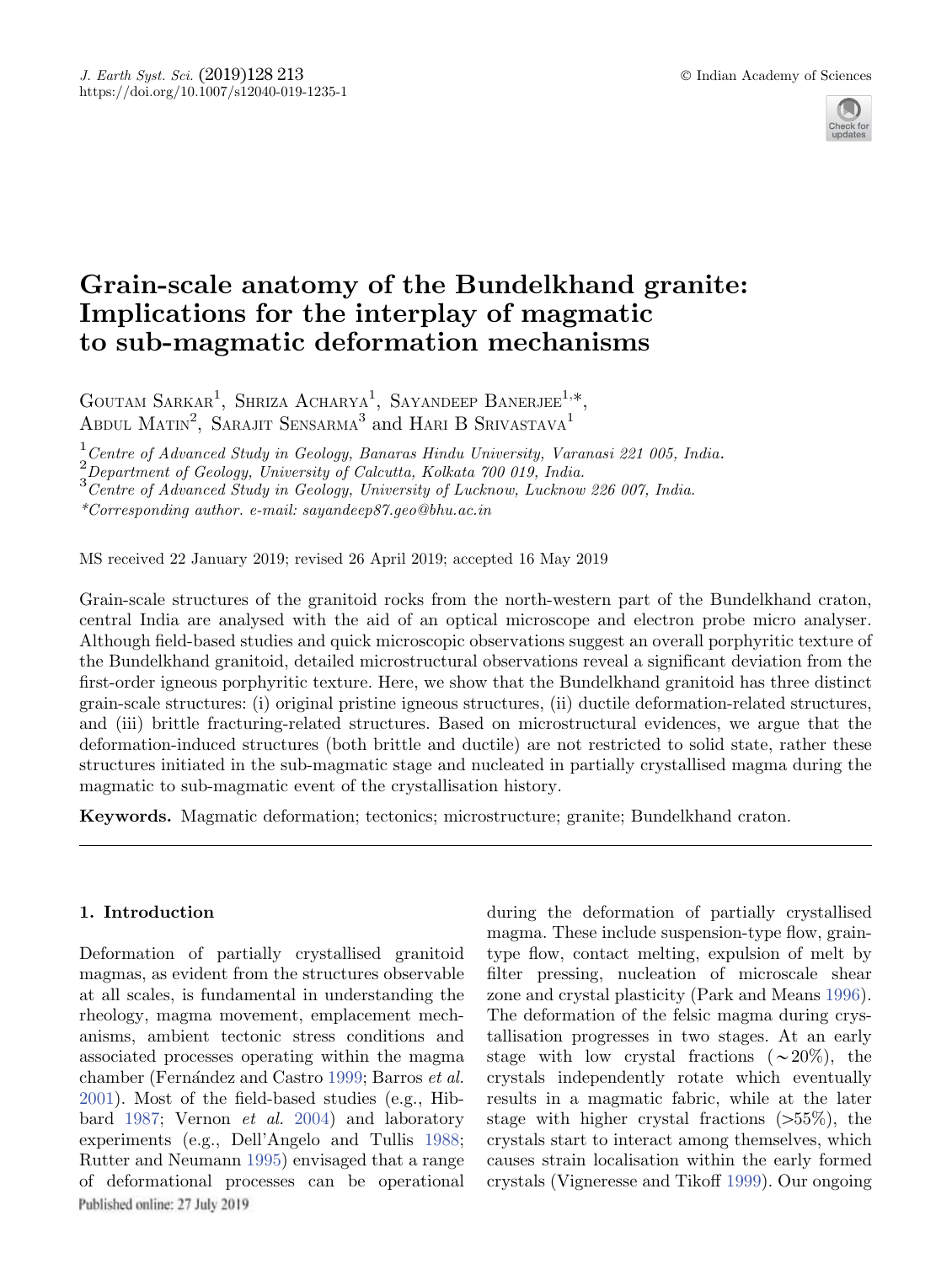# Grain-scale anatomy of the Bundelkhand granite: Implications for the interplay of magmatic to sub-magmatic deformation mechanisms

Goutam Sarkar[1], Shriza Acharya[1], Sayandeep Banerjee[1,*], Abdul Matin[2], Sarajit Sensarma[3] and Hari B Srivastava[1]

[1] *Centre of Advanced Study in Geology, Banaras Hindu University, Varanasi 221 005, India.*
[2] *Department of Geology, University of Calcutta, Kolkata 700 019, India.*
[3] *Centre of Advanced Study in Geology, University of Lucknow, Lucknow 226 007, India.*
*\*Corresponding author. e-mail: sayandeep87.geo@bhu.ac.in*

MS received 22 January 2019; revised 26 April 2019; accepted 16 May 2019

Grain-scale structures of the granitoid rocks from the north-western part of the Bundelkhand craton, central India are analysed with the aid of an optical microscope and electron probe micro analyser. Although field-based studies and quick microscopic observations suggest an overall porphyritic texture of the Bundelkhand granitoid, detailed microstructural observations reveal a significant deviation from the first-order igneous porphyritic texture. Here, we show that the Bundelkhand granitoid has three distinct grain-scale structures: (i) original pristine igneous structures, (ii) ductile deformation-related structures, and (iii) brittle fracturing-related structures. Based on microstructural evidences, we argue that the deformation-induced structures (both brittle and ductile) are not restricted to solid state, rather these structures initiated in the sub-magmatic stage and nucleated in partially crystallised magma during the magmatic to sub-magmatic event of the crystallisation history.

**Keywords.** Magmatic deformation; tectonics; microstructure; granite; Bundelkhand craton.

## 1. Introduction

Deformation of partially crystallised granitoid magmas, as evident from the structures observable at all scales, is fundamental in understanding the rheology, magma movement, emplacement mechanisms, ambient tectonic stress conditions and associated processes operating within the magma chamber (Fernández and Castro 1999; Barros *et al.* 2001). Most of the field-based studies (e.g., Hibbard 1987; Vernon *et al.* 2004) and laboratory experiments (e.g., Dell'Angelo and Tullis 1988; Rutter and Neumann 1995) envisaged that a range of deformational processes can be operational during the deformation of partially crystallised magma. These include suspension-type flow, grain-type flow, contact melting, expulsion of melt by filter pressing, nucleation of microscale shear zone and crystal plasticity (Park and Means 1996). The deformation of the felsic magma during crystallisation progresses in two stages. At an early stage with low crystal fractions ($\sim$20%), the crystals independently rotate which eventually results in a magmatic fabric, while at the later stage with higher crystal fractions (>55%), the crystals start to interact among themselves, which causes strain localisation within the early formed crystals (Vigneresse and Tikoff 1999). Our ongoing

Published online: 27 July 2019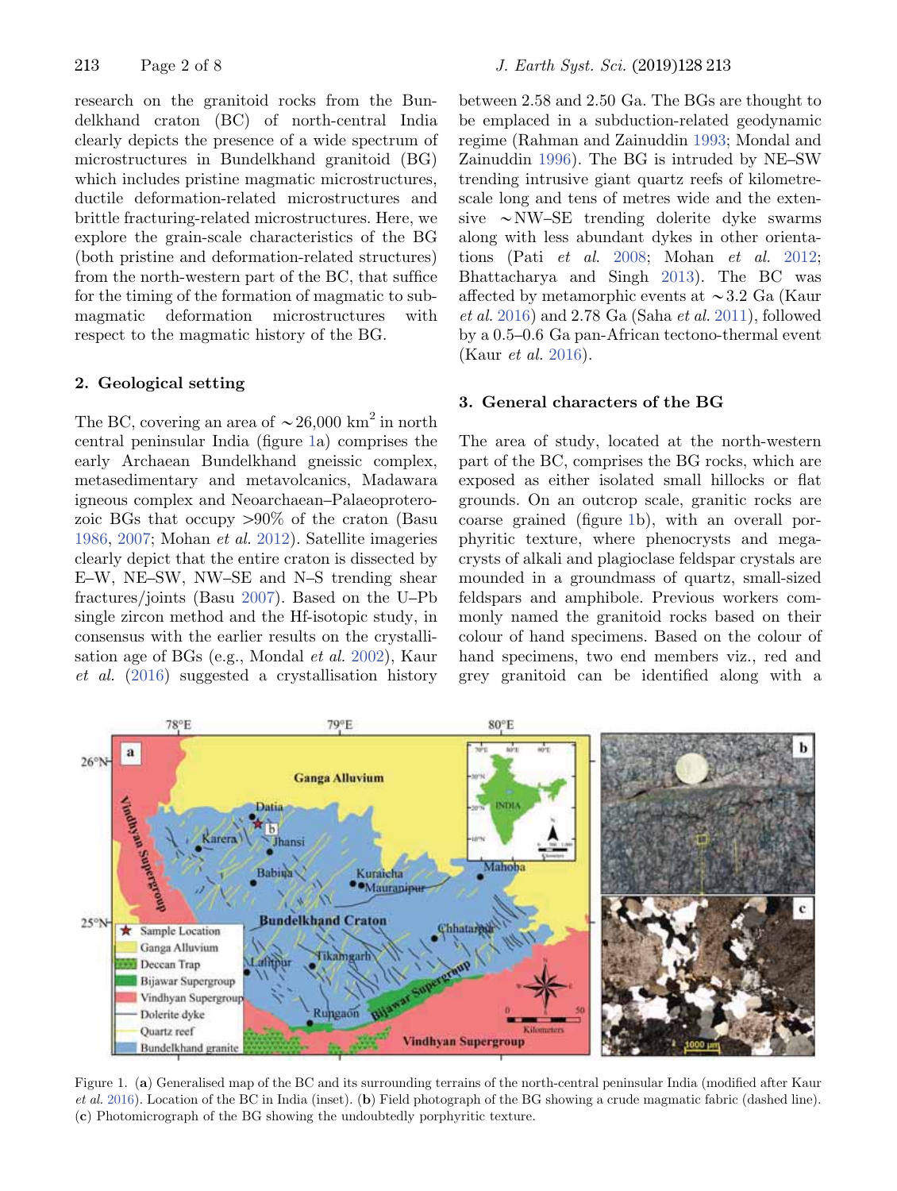research on the granitoid rocks from the Bundelkhand craton (BC) of north-central India clearly depicts the presence of a wide spectrum of microstructures in Bundelkhand granitoid (BG) which includes pristine magmatic microstructures, ductile deformation-related microstructures and brittle fracturing-related microstructures. Here, we explore the grain-scale characteristics of the BG (both pristine and deformation-related structures) from the north-western part of the BC, that suffice for the timing of the formation of magmatic to submagmatic deformation microstructures with respect to the magmatic history of the BG.

## 2. Geological setting

The BC, covering an area of $\sim$26,000 km$^2$ in north central peninsular India (figure 1a) comprises the early Archaean Bundelkhand gneissic complex, metasedimentary and metavolcanics, Madawara igneous complex and Neoarchaean–Palaeoproterozoic BGs that occupy >90% of the craton (Basu 1986, 2007; Mohan *et al.* 2012). Satellite imageries clearly depict that the entire craton is dissected by E–W, NE–SW, NW–SE and N–S trending shear fractures/joints (Basu 2007). Based on the U–Pb single zircon method and the Hf-isotopic study, in consensus with the earlier results on the crystallisation age of BGs (e.g., Mondal *et al.* 2002), Kaur *et al.* (2016) suggested a crystallisation history between 2.58 and 2.50 Ga. The BGs are thought to be emplaced in a subduction-related geodynamic regime (Rahman and Zainuddin 1993; Mondal and Zainuddin 1996). The BG is intruded by NE–SW trending intrusive giant quartz reefs of kilometre-scale long and tens of metres wide and the extensive $\sim$NW–SE trending dolerite dyke swarms along with less abundant dykes in other orientations (Pati *et al.* 2008; Mohan *et al.* 2012; Bhattacharya and Singh 2013). The BC was affected by metamorphic events at $\sim$3.2 Ga (Kaur *et al.* 2016) and 2.78 Ga (Saha *et al.* 2011), followed by a 0.5–0.6 Ga pan-African tectono-thermal event (Kaur *et al.* 2016).

## 3. General characters of the BG

The area of study, located at the north-western part of the BC, comprises the BG rocks, which are exposed as either isolated small hillocks or flat grounds. On an outcrop scale, granitic rocks are coarse grained (figure 1b), with an overall porphyritic texture, where phenocrysts and megacrysts of alkali and plagioclase feldspar crystals are mounded in a groundmass of quartz, small-sized feldspars and amphibole. Previous workers commonly named the granitoid rocks based on their colour of hand specimens. Based on the colour of hand specimens, two end members viz., red and grey granitoid can be identified along with a

Figure 1. (**a**) Generalised map of the BC and its surrounding terrains of the north-central peninsular India (modified after Kaur *et al.* 2016). Location of the BC in India (inset). (**b**) Field photograph of the BG showing a crude magmatic fabric (dashed line). (**c**) Photomicrograph of the BG showing the undoubtedly porphyritic texture.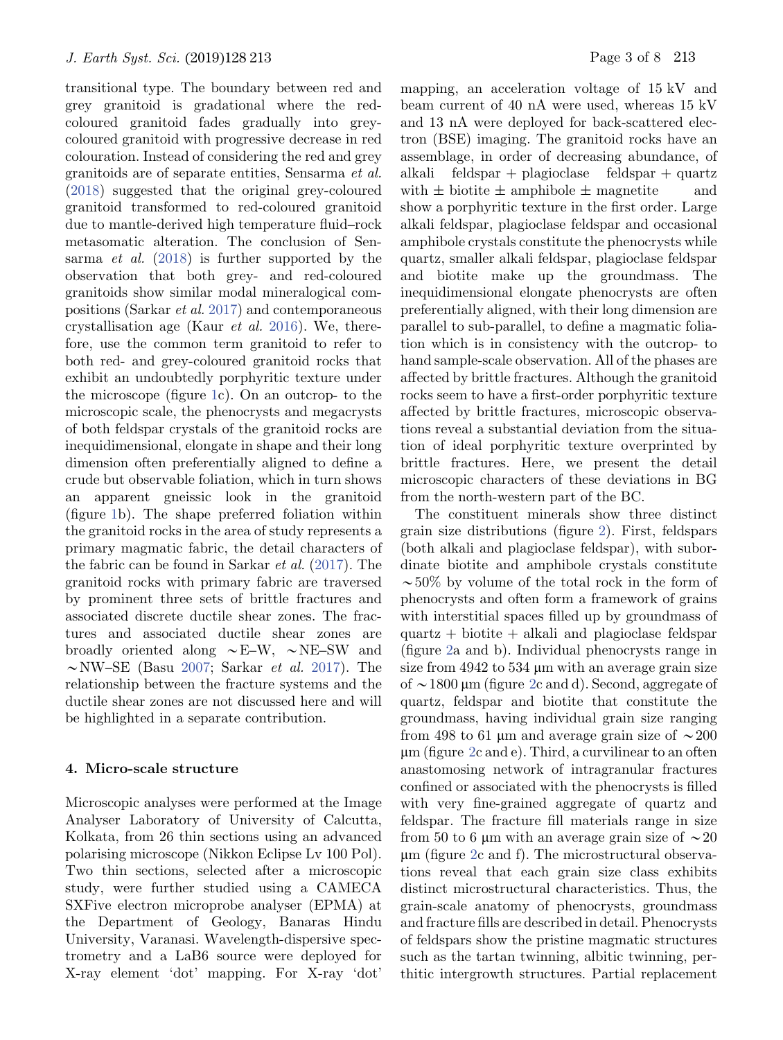transitional type. The boundary between red and grey granitoid is gradational where the red-coloured granitoid fades gradually into grey-coloured granitoid with progressive decrease in red colouration. Instead of considering the red and grey granitoids are of separate entities, Sensarma *et al.* (2018) suggested that the original grey-coloured granitoid transformed to red-coloured granitoid due to mantle-derived high temperature fluid–rock metasomatic alteration. The conclusion of Sensarma *et al.* (2018) is further supported by the observation that both grey- and red-coloured granitoids show similar modal mineralogical compositions (Sarkar *et al.* 2017) and contemporaneous crystallisation age (Kaur *et al.* 2016). We, therefore, use the common term granitoid to refer to both red- and grey-coloured granitoid rocks that exhibit an undoubtedly porphyritic texture under the microscope (figure 1c). On an outcrop- to the microscopic scale, the phenocrysts and megacrysts of both feldspar crystals of the granitoid rocks are inequidimensional, elongate in shape and their long dimension often preferentially aligned to define a crude but observable foliation, which in turn shows an apparent gneissic look in the granitoid (figure 1b). The shape preferred foliation within the granitoid rocks in the area of study represents a primary magmatic fabric, the detail characters of the fabric can be found in Sarkar *et al.* (2017). The granitoid rocks with primary fabric are traversed by prominent three sets of brittle fractures and associated discrete ductile shear zones. The fractures and associated ductile shear zones are broadly oriented along ∼E–W, ∼NE–SW and ∼NW–SE (Basu 2007; Sarkar *et al.* 2017). The relationship between the fracture systems and the ductile shear zones are not discussed here and will be highlighted in a separate contribution.

## 4. Micro-scale structure

Microscopic analyses were performed at the Image Analyser Laboratory of University of Calcutta, Kolkata, from 26 thin sections using an advanced polarising microscope (Nikkon Eclipse Lv 100 Pol). Two thin sections, selected after a microscopic study, were further studied using a CAMECA SXFive electron microprobe analyser (EPMA) at the Department of Geology, Banaras Hindu University, Varanasi. Wavelength-dispersive spectrometry and a LaB6 source were deployed for X-ray element 'dot' mapping. For X-ray 'dot' mapping, an acceleration voltage of 15 kV and beam current of 40 nA were used, whereas 15 kV and 13 nA were deployed for back-scattered electron (BSE) imaging. The granitoid rocks have an assemblage, in order of decreasing abundance, of alkali feldspar + plagioclase feldspar + quartz with ± biotite ± amphibole ± magnetite and show a porphyritic texture in the first order. Large alkali feldspar, plagioclase feldspar and occasional amphibole crystals constitute the phenocrysts while quartz, smaller alkali feldspar, plagioclase feldspar and biotite make up the groundmass. The inequidimensional elongate phenocrysts are often preferentially aligned, with their long dimension are parallel to sub-parallel, to define a magmatic foliation which is in consistency with the outcrop- to hand sample-scale observation. All of the phases are affected by brittle fractures. Although the granitoid rocks seem to have a first-order porphyritic texture affected by brittle fractures, microscopic observations reveal a substantial deviation from the situation of ideal porphyritic texture overprinted by brittle fractures. Here, we present the detail microscopic characters of these deviations in BG from the north-western part of the BC.

The constituent minerals show three distinct grain size distributions (figure 2). First, feldspars (both alkali and plagioclase feldspar), with subordinate biotite and amphibole crystals constitute ∼50% by volume of the total rock in the form of phenocrysts and often form a framework of grains with interstitial spaces filled up by groundmass of quartz + biotite + alkali and plagioclase feldspar (figure 2a and b). Individual phenocrysts range in size from 4942 to 534 μm with an average grain size of ∼1800 μm (figure 2c and d). Second, aggregate of quartz, feldspar and biotite that constitute the groundmass, having individual grain size ranging from 498 to 61 μm and average grain size of ∼200 μm (figure 2c and e). Third, a curvilinear to an often anastomosing network of intragranular fractures confined or associated with the phenocrysts is filled with very fine-grained aggregate of quartz and feldspar. The fracture fill materials range in size from 50 to 6 μm with an average grain size of ∼20 μm (figure 2c and f). The microstructural observations reveal that each grain size class exhibits distinct microstructural characteristics. Thus, the grain-scale anatomy of phenocrysts, groundmass and fracture fills are described in detail. Phenocrysts of feldspars show the pristine magmatic structures such as the tartan twinning, albitic twinning, perthitic intergrowth structures. Partial replacement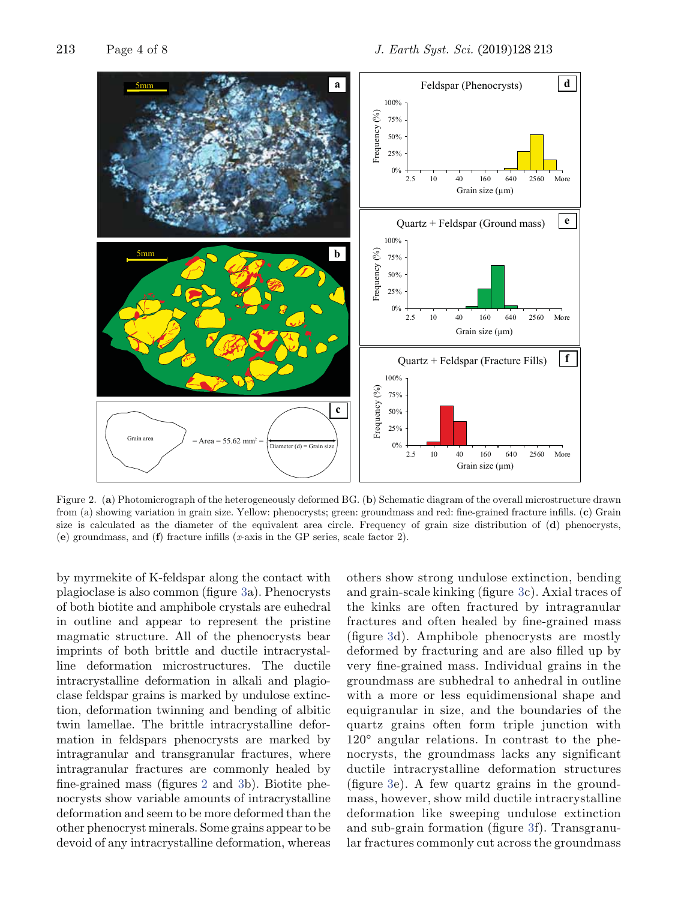Figure 2. (**a**) Photomicrograph of the heterogeneously deformed BG. (**b**) Schematic diagram of the overall microstructure drawn from (a) showing variation in grain size. Yellow: phenocrysts; green: groundmass and red: fine-grained fracture infills. (**c**) Grain size is calculated as the diameter of the equivalent area circle. Frequency of grain size distribution of (**d**) phenocrysts, (**e**) groundmass, and (**f**) fracture infills ($x$-axis in the GP series, scale factor 2).

by myrmekite of K-feldspar along the contact with plagioclase is also common (figure 3a). Phenocrysts of both biotite and amphibole crystals are euhedral in outline and appear to represent the pristine magmatic structure. All of the phenocrysts bear imprints of both brittle and ductile intracrystalline deformation microstructures. The ductile intracrystalline deformation in alkali and plagioclase feldspar grains is marked by undulose extinction, deformation twinning and bending of albitic twin lamellae. The brittle intracrystalline deformation in feldspars phenocrysts are marked by intragranular and transgranular fractures, where intragranular fractures are commonly healed by fine-grained mass (figures 2 and 3b). Biotite phenocrysts show variable amounts of intracrystalline deformation and seem to be more deformed than the other phenocryst minerals. Some grains appear to be devoid of any intracrystalline deformation, whereas others show strong undulose extinction, bending and grain-scale kinking (figure 3c). Axial traces of the kinks are often fractured by intragranular fractures and often healed by fine-grained mass (figure 3d). Amphibole phenocrysts are mostly deformed by fracturing and are also filled up by very fine-grained mass. Individual grains in the groundmass are subhedral to anhedral in outline with a more or less equidimensional shape and equigranular in size, and the boundaries of the quartz grains often form triple junction with 120° angular relations. In contrast to the phenocrysts, the groundmass lacks any significant ductile intracrystalline deformation structures (figure 3e). A few quartz grains in the groundmass, however, show mild ductile intracrystalline deformation like sweeping undulose extinction and sub-grain formation (figure 3f). Transgranular fractures commonly cut across the groundmass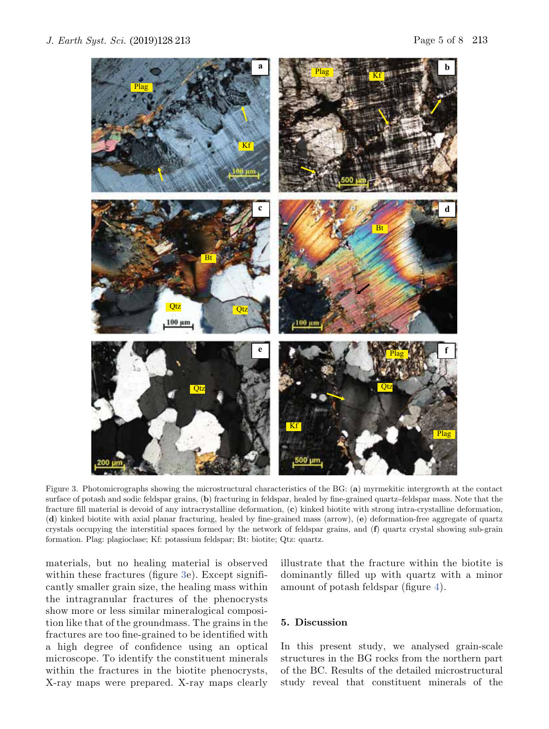Figure 3. Photomicrographs showing the microstructural characteristics of the BG: (**a**) myrmekitic intergrowth at the contact surface of potash and sodic feldspar grains, (**b**) fracturing in feldspar, healed by fine-grained quartz–feldspar mass. Note that the fracture fill material is devoid of any intracrystalline deformation, (**c**) kinked biotite with strong intra-crystalline deformation, (**d**) kinked biotite with axial planar fracturing, healed by fine-grained mass (arrow), (**e**) deformation-free aggregate of quartz crystals occupying the interstitial spaces formed by the network of feldspar grains, and (**f**) quartz crystal showing sub-grain formation. Plag: plagioclase; Kf: potassium feldspar; Bt: biotite; Qtz: quartz.

materials, but no healing material is observed within these fractures (figure 3e). Except significantly smaller grain size, the healing mass within the intragranular fractures of the phenocrysts show more or less similar mineralogical composition like that of the groundmass. The grains in the fractures are too fine-grained to be identified with a high degree of confidence using an optical microscope. To identify the constituent minerals within the fractures in the biotite phenocrysts, X-ray maps were prepared. X-ray maps clearly illustrate that the fracture within the biotite is dominantly filled up with quartz with a minor amount of potash feldspar (figure 4).

## 5. Discussion

In this present study, we analysed grain-scale structures in the BG rocks from the northern part of the BC. Results of the detailed microstructural study reveal that constituent minerals of the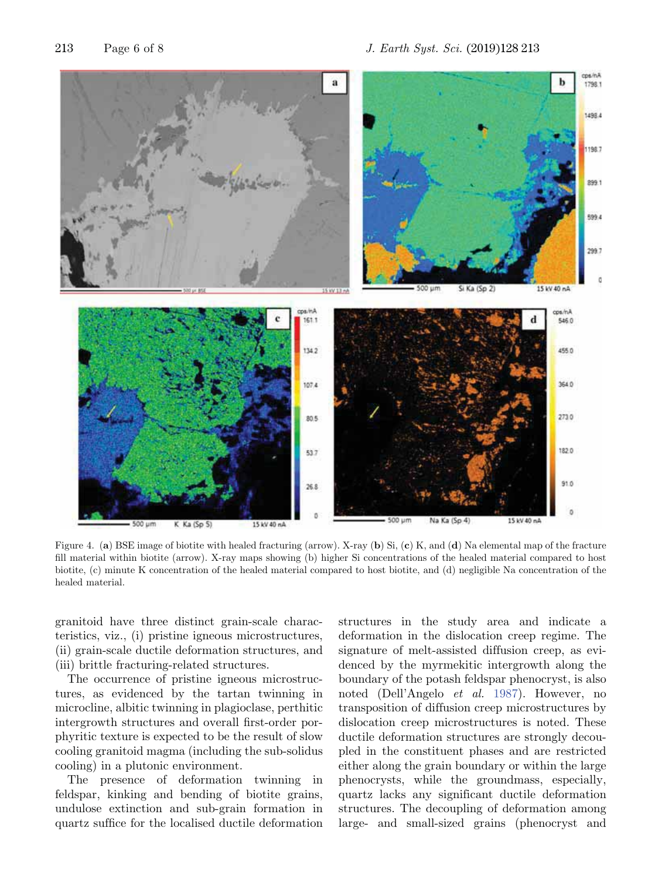Figure 4. (**a**) BSE image of biotite with healed fracturing (arrow). X-ray (**b**) Si, (**c**) K, and (**d**) Na elemental map of the fracture fill material within biotite (arrow). X-ray maps showing (b) higher Si concentrations of the healed material compared to host biotite, (c) minute K concentration of the healed material compared to host biotite, and (d) negligible Na concentration of the healed material.

granitoid have three distinct grain-scale characteristics, viz., (i) pristine igneous microstructures, (ii) grain-scale ductile deformation structures, and (iii) brittle fracturing-related structures.

The occurrence of pristine igneous microstructures, as evidenced by the tartan twinning in microcline, albitic twinning in plagioclase, perthitic intergrowth structures and overall first-order porphyritic texture is expected to be the result of slow cooling granitoid magma (including the sub-solidus cooling) in a plutonic environment.

The presence of deformation twinning in feldspar, kinking and bending of biotite grains, undulose extinction and sub-grain formation in quartz suffice for the localised ductile deformation structures in the study area and indicate a deformation in the dislocation creep regime. The signature of melt-assisted diffusion creep, as evidenced by the myrmekitic intergrowth along the boundary of the potash feldspar phenocryst, is also noted (Dell'Angelo *et al.* 1987). However, no transposition of diffusion creep microstructures by dislocation creep microstructures is noted. These ductile deformation structures are strongly decoupled in the constituent phases and are restricted either along the grain boundary or within the large phenocrysts, while the groundmass, especially, quartz lacks any significant ductile deformation structures. The decoupling of deformation among large- and small-sized grains (phenocryst and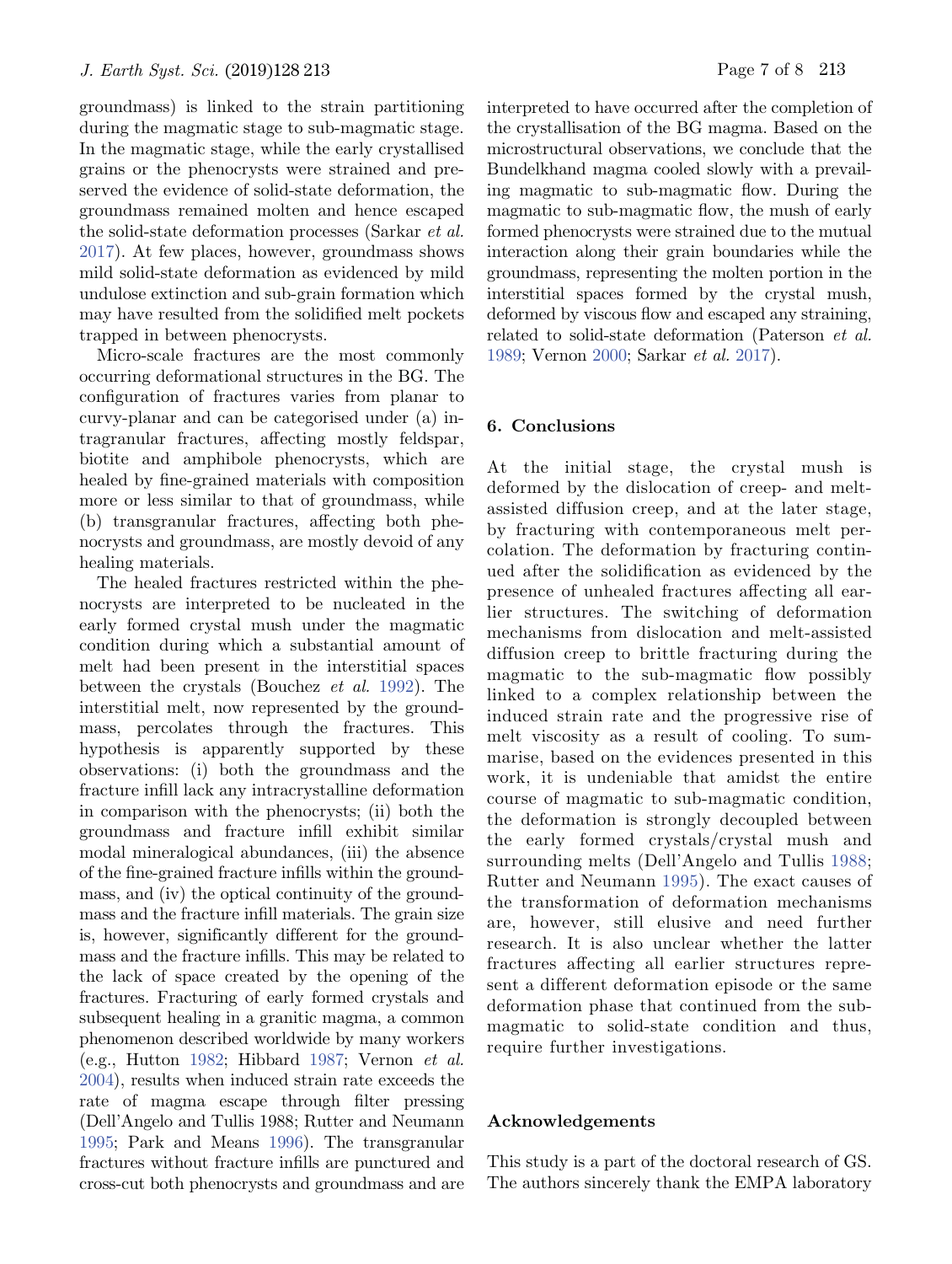groundmass) is linked to the strain partitioning during the magmatic stage to sub-magmatic stage. In the magmatic stage, while the early crystallised grains or the phenocrysts were strained and preserved the evidence of solid-state deformation, the groundmass remained molten and hence escaped the solid-state deformation processes (Sarkar *et al.* 2017). At few places, however, groundmass shows mild solid-state deformation as evidenced by mild undulose extinction and sub-grain formation which may have resulted from the solidified melt pockets trapped in between phenocrysts.

Micro-scale fractures are the most commonly occurring deformational structures in the BG. The configuration of fractures varies from planar to curvy-planar and can be categorised under (a) intragranular fractures, affecting mostly feldspar, biotite and amphibole phenocrysts, which are healed by fine-grained materials with composition more or less similar to that of groundmass, while (b) transgranular fractures, affecting both phenocrysts and groundmass, are mostly devoid of any healing materials.

The healed fractures restricted within the phenocrysts are interpreted to be nucleated in the early formed crystal mush under the magmatic condition during which a substantial amount of melt had been present in the interstitial spaces between the crystals (Bouchez *et al.* 1992). The interstitial melt, now represented by the groundmass, percolates through the fractures. This hypothesis is apparently supported by these observations: (i) both the groundmass and the fracture infill lack any intracrystalline deformation in comparison with the phenocrysts; (ii) both the groundmass and fracture infill exhibit similar modal mineralogical abundances, (iii) the absence of the fine-grained fracture infills within the groundmass, and (iv) the optical continuity of the groundmass and the fracture infill materials. The grain size is, however, significantly different for the groundmass and the fracture infills. This may be related to the lack of space created by the opening of the fractures. Fracturing of early formed crystals and subsequent healing in a granitic magma, a common phenomenon described worldwide by many workers (e.g., Hutton 1982; Hibbard 1987; Vernon *et al.* 2004), results when induced strain rate exceeds the rate of magma escape through filter pressing (Dell'Angelo and Tullis 1988; Rutter and Neumann 1995; Park and Means 1996). The transgranular fractures without fracture infills are punctured and cross-cut both phenocrysts and groundmass and are interpreted to have occurred after the completion of the crystallisation of the BG magma. Based on the microstructural observations, we conclude that the Bundelkhand magma cooled slowly with a prevailing magmatic to sub-magmatic flow. During the magmatic to sub-magmatic flow, the mush of early formed phenocrysts were strained due to the mutual interaction along their grain boundaries while the groundmass, representing the molten portion in the interstitial spaces formed by the crystal mush, deformed by viscous flow and escaped any straining, related to solid-state deformation (Paterson *et al.* 1989; Vernon 2000; Sarkar *et al.* 2017).

## 6. Conclusions

At the initial stage, the crystal mush is deformed by the dislocation of creep- and melt-assisted diffusion creep, and at the later stage, by fracturing with contemporaneous melt percolation. The deformation by fracturing continued after the solidification as evidenced by the presence of unhealed fractures affecting all earlier structures. The switching of deformation mechanisms from dislocation and melt-assisted diffusion creep to brittle fracturing during the magmatic to the sub-magmatic flow possibly linked to a complex relationship between the induced strain rate and the progressive rise of melt viscosity as a result of cooling. To summarise, based on the evidences presented in this work, it is undeniable that amidst the entire course of magmatic to sub-magmatic condition, the deformation is strongly decoupled between the early formed crystals/crystal mush and surrounding melts (Dell'Angelo and Tullis 1988; Rutter and Neumann 1995). The exact causes of the transformation of deformation mechanisms are, however, still elusive and need further research. It is also unclear whether the latter fractures affecting all earlier structures represent a different deformation episode or the same deformation phase that continued from the sub-magmatic to solid-state condition and thus, require further investigations.

## Acknowledgements

This study is a part of the doctoral research of GS. The authors sincerely thank the EMPA laboratory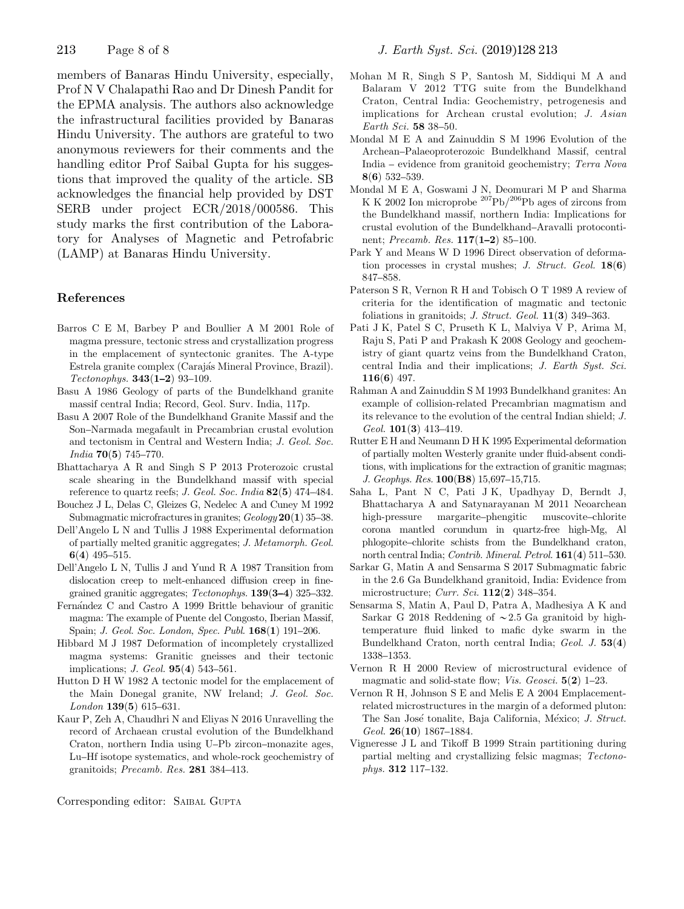members of Banaras Hindu University, especially, Prof N V Chalapathi Rao and Dr Dinesh Pandit for the EPMA analysis. The authors also acknowledge the infrastructural facilities provided by Banaras Hindu University. The authors are grateful to two anonymous reviewers for their comments and the handling editor Prof Saibal Gupta for his suggestions that improved the quality of the article. SB acknowledges the financial help provided by DST SERB under project ECR/2018/000586. This study marks the first contribution of the Laboratory for Analyses of Magnetic and Petrofabric (LAMP) at Banaras Hindu University.

## References

Barros C E M, Barbey P and Boullier A M 2001 Role of magma pressure, tectonic stress and crystallization progress in the emplacement of syntectonic granites. The A-type Estrela granite complex (Carajás Mineral Province, Brazil). *Tectonophys.* **343(1–2)** 93–109.

Basu A 1986 Geology of parts of the Bundelkhand granite massif central India; Record, Geol. Surv. India, 117p.

Basu A 2007 Role of the Bundelkhand Granite Massif and the Son–Narmada megafault in Precambrian crustal evolution and tectonism in Central and Western India; *J. Geol. Soc. India* **70(5)** 745–770.

Bhattacharya A R and Singh S P 2013 Proterozoic crustal scale shearing in the Bundelkhand massif with special reference to quartz reefs; *J. Geol. Soc. India* **82(5)** 474–484.

Bouchez J L, Delas C, Gleizes G, Nedelec A and Cuney M 1992 Submagmatic microfractures in granites; *Geology* **20(1)** 35–38.

Dell'Angelo L N and Tullis J 1988 Experimental deformation of partially melted granitic aggregates; *J. Metamorph. Geol.* **6(4)** 495–515.

Dell'Angelo L N, Tullis J and Yund R A 1987 Transition from dislocation creep to melt-enhanced diffusion creep in fine-grained granitic aggregates; *Tectonophys.* **139(3–4)** 325–332.

Fernández C and Castro A 1999 Brittle behaviour of granitic magma: The example of Puente del Congosto, Iberian Massif, Spain; *J. Geol. Soc. London, Spec. Publ.* **168(1)** 191–206.

Hibbard M J 1987 Deformation of incompletely crystallized magma systems: Granitic gneisses and their tectonic implications; *J. Geol.* **95(4)** 543–561.

Hutton D H W 1982 A tectonic model for the emplacement of the Main Donegal granite, NW Ireland; *J. Geol. Soc. London* **139(5)** 615–631.

Kaur P, Zeh A, Chaudhri N and Eliyas N 2016 Unravelling the record of Archaean crustal evolution of the Bundelkhand Craton, northern India using U–Pb zircon–monazite ages, Lu–Hf isotope systematics, and whole-rock geochemistry of granitoids; *Precamb. Res.* **281** 384–413.

Mohan M R, Singh S P, Santosh M, Siddiqui M A and Balaram V 2012 TTG suite from the Bundelkhand Craton, Central India: Geochemistry, petrogenesis and implications for Archean crustal evolution; *J. Asian Earth Sci.* **58** 38–50.

Mondal M E A and Zainuddin S M 1996 Evolution of the Archean–Palaeoproterozoic Bundelkhand Massif, central India – evidence from granitoid geochemistry; *Terra Nova* **8(6)** 532–539.

Mondal M E A, Goswami J N, Deomurari M P and Sharma K K 2002 Ion microprobe $^{207}Pb/^{206}Pb$ ages of zircons from the Bundelkhand massif, northern India: Implications for crustal evolution of the Bundelkhand–Aravalli protocontinent; *Precamb. Res.* **117(1–2)** 85–100.

Park Y and Means W D 1996 Direct observation of deformation processes in crystal mushes; *J. Struct. Geol.* **18(6)** 847–858.

Paterson S R, Vernon R H and Tobisch O T 1989 A review of criteria for the identification of magmatic and tectonic foliations in granitoids; *J. Struct. Geol.* **11(3)** 349–363.

Pati J K, Patel S C, Pruseth K L, Malviya V P, Arima M, Raju S, Pati P and Prakash K 2008 Geology and geochemistry of giant quartz veins from the Bundelkhand Craton, central India and their implications; *J. Earth Syst. Sci.* **116(6)** 497.

Rahman A and Zainuddin S M 1993 Bundelkhand granites: An example of collision-related Precambrian magmatism and its relevance to the evolution of the central Indian shield; *J. Geol.* **101(3)** 413–419.

Rutter E H and Neumann D H K 1995 Experimental deformation of partially molten Westerly granite under fluid-absent conditions, with implications for the extraction of granitic magmas; *J. Geophys. Res.* **100(B8)** 15,697–15,715.

Saha L, Pant N C, Pati J K, Upadhyay D, Berndt J, Bhattacharya A and Satynarayanan M 2011 Neoarchean high-pressure margarite–phengitic muscovite–chlorite corona mantled corundum in quartz-free high-Mg, Al phlogopite–chlorite schists from the Bundelkhand craton, north central India; *Contrib. Mineral. Petrol.* **161(4)** 511–530.

Sarkar G, Matin A and Sensarma S 2017 Submagmatic fabric in the 2.6 Ga Bundelkhand granitoid, India: Evidence from microstructure; *Curr. Sci.* **112(2)** 348–354.

Sensarma S, Matin A, Paul D, Patra A, Madhesiya A K and Sarkar G 2018 Reddening of ∼2.5 Ga granitoid by high-temperature fluid linked to mafic dyke swarm in the Bundelkhand Craton, north central India; *Geol. J.* **53(4)** 1338–1353.

Vernon R H 2000 Review of microstructural evidence of magmatic and solid-state flow; *Vis. Geosci.* **5(2)** 1–23.

Vernon R H, Johnson S E and Melis E A 2004 Emplacement-related microstructures in the margin of a deformed pluton: The San José tonalite, Baja California, México; *J. Struct. Geol.* **26(10)** 1867–1884.

Vigneresse J L and Tikoff B 1999 Strain partitioning during partial melting and crystallizing felsic magmas; *Tectonophys.* **312** 117–132.

Corresponding editor: Saibal Gupta